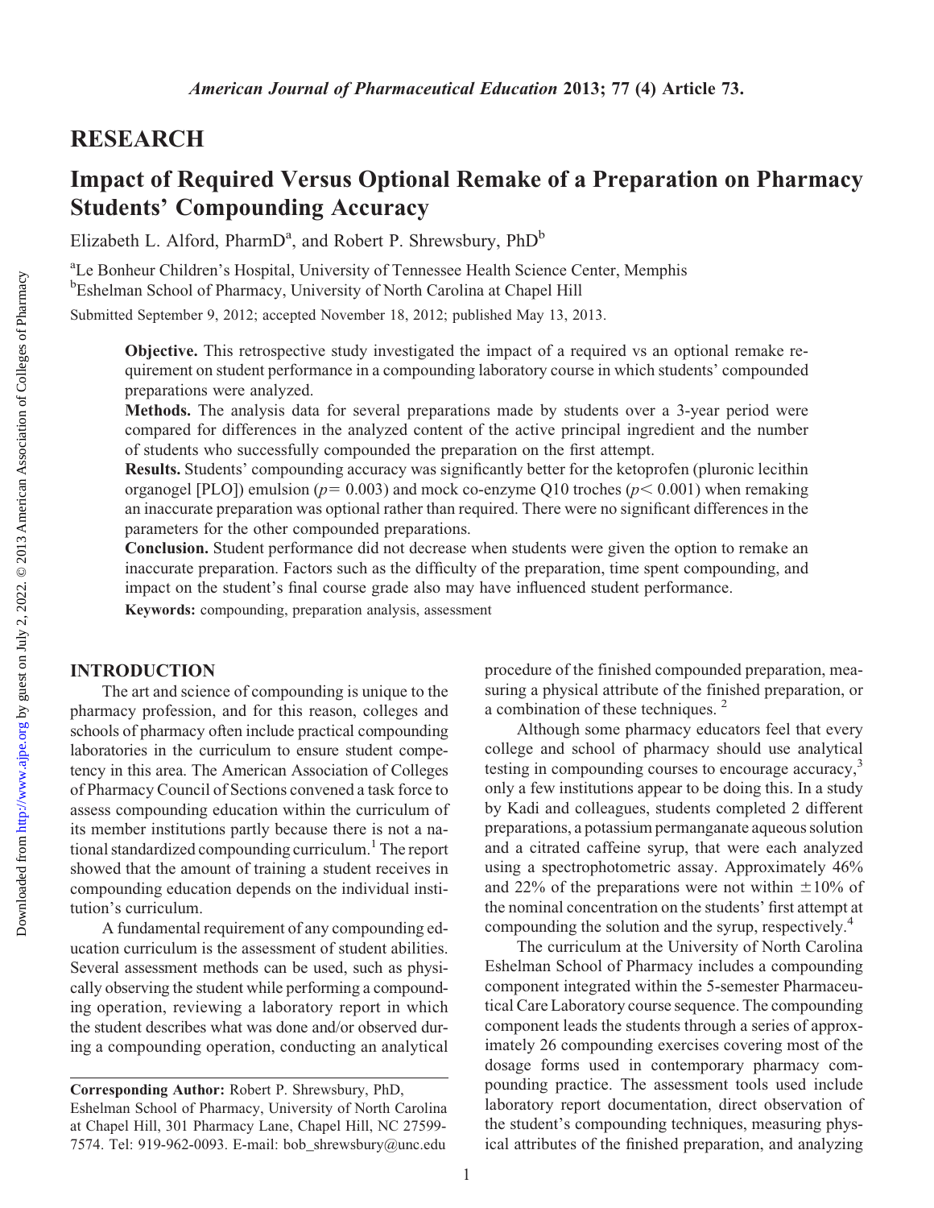## RESEARCH

# Impact of Required Versus Optional Remake of a Preparation on Pharmacy Students' Compounding Accuracy

Elizabeth L. Alford, PharmD[a], and Robert P. Shrewsbury, PhD[b]

[a]Le Bonheur Children's Hospital, University of Tennessee Health Science Center, Memphis
[b]Eshelman School of Pharmacy, University of North Carolina at Chapel Hill

Submitted September 9, 2012; accepted November 18, 2012; published May 13, 2013.

**Objective.** This retrospective study investigated the impact of a required vs an optional remake requirement on student performance in a compounding laboratory course in which students' compounded preparations were analyzed.

**Methods.** The analysis data for several preparations made by students over a 3-year period were compared for differences in the analyzed content of the active principal ingredient and the number of students who successfully compounded the preparation on the first attempt.

**Results.** Students' compounding accuracy was significantly better for the ketoprofen (pluronic lecithin organogel [PLO]) emulsion ($p = 0.003$) and mock co-enzyme Q10 troches ($p < 0.001$) when remaking an inaccurate preparation was optional rather than required. There were no significant differences in the parameters for the other compounded preparations.

**Conclusion.** Student performance did not decrease when students were given the option to remake an inaccurate preparation. Factors such as the difficulty of the preparation, time spent compounding, and impact on the student's final course grade also may have influenced student performance.

**Keywords:** compounding, preparation analysis, assessment

## INTRODUCTION

The art and science of compounding is unique to the pharmacy profession, and for this reason, colleges and schools of pharmacy often include practical compounding laboratories in the curriculum to ensure student competency in this area. The American Association of Colleges of Pharmacy Council of Sections convened a task force to assess compounding education within the curriculum of its member institutions partly because there is not a national standardized compounding curriculum.[1] The report showed that the amount of training a student receives in compounding education depends on the individual institution's curriculum.

A fundamental requirement of any compounding education curriculum is the assessment of student abilities. Several assessment methods can be used, such as physically observing the student while performing a compounding operation, reviewing a laboratory report in which the student describes what was done and/or observed during a compounding operation, conducting an analytical procedure of the finished compounded preparation, measuring a physical attribute of the finished preparation, or a combination of these techniques.[2]

Although some pharmacy educators feel that every college and school of pharmacy should use analytical testing in compounding courses to encourage accuracy,[3] only a few institutions appear to be doing this. In a study by Kadi and colleagues, students completed 2 different preparations, a potassium permanganate aqueous solution and a citrated caffeine syrup, that were each analyzed using a spectrophotometric assay. Approximately 46% and 22% of the preparations were not within ±10% of the nominal concentration on the students' first attempt at compounding the solution and the syrup, respectively.[4]

The curriculum at the University of North Carolina Eshelman School of Pharmacy includes a compounding component integrated within the 5-semester Pharmaceutical Care Laboratory course sequence. The compounding component leads the students through a series of approximately 26 compounding exercises covering most of the dosage forms used in contemporary pharmacy compounding practice. The assessment tools used include laboratory report documentation, direct observation of the student's compounding techniques, measuring physical attributes of the finished preparation, and analyzing

Corresponding Author: Robert P. Shrewsbury, PhD, Eshelman School of Pharmacy, University of North Carolina at Chapel Hill, 301 Pharmacy Lane, Chapel Hill, NC 27599-7574. Tel: 919-962-0093. E-mail: bob_shrewsbury@unc.edu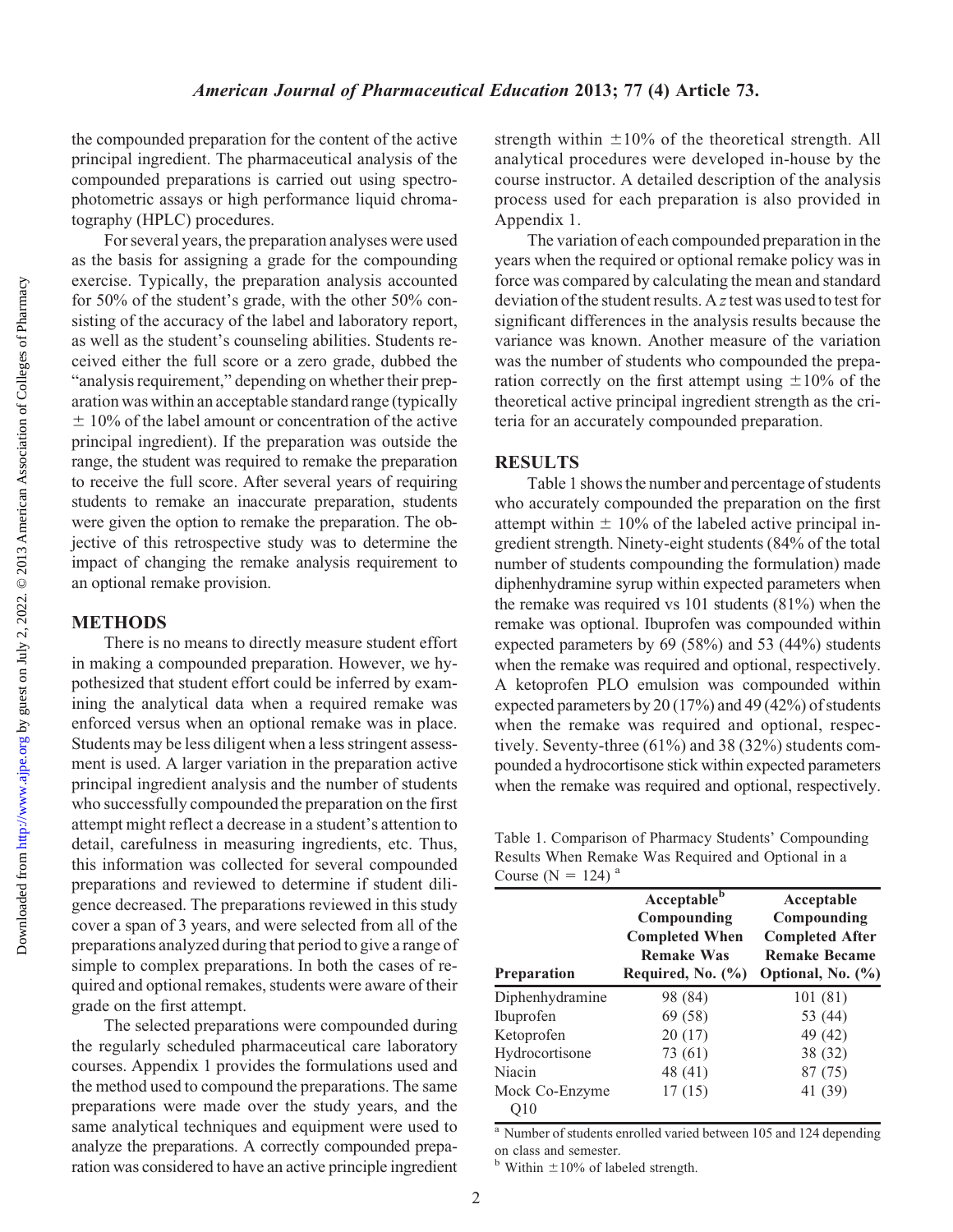the compounded preparation for the content of the active principal ingredient. The pharmaceutical analysis of the compounded preparations is carried out using spectrophotometric assays or high performance liquid chromatography (HPLC) procedures.

For several years, the preparation analyses were used as the basis for assigning a grade for the compounding exercise. Typically, the preparation analysis accounted for 50% of the student's grade, with the other 50% consisting of the accuracy of the label and laboratory report, as well as the student's counseling abilities. Students received either the full score or a zero grade, dubbed the "analysis requirement," depending on whether their preparation was within an acceptable standard range (typically ± 10% of the label amount or concentration of the active principal ingredient). If the preparation was outside the range, the student was required to remake the preparation to receive the full score. After several years of requiring students to remake an inaccurate preparation, students were given the option to remake the preparation. The objective of this retrospective study was to determine the impact of changing the remake analysis requirement to an optional remake provision.

## METHODS

There is no means to directly measure student effort in making a compounded preparation. However, we hypothesized that student effort could be inferred by examining the analytical data when a required remake was enforced versus when an optional remake was in place. Students may be less diligent when a less stringent assessment is used. A larger variation in the preparation active principal ingredient analysis and the number of students who successfully compounded the preparation on the first attempt might reflect a decrease in a student's attention to detail, carefulness in measuring ingredients, etc. Thus, this information was collected for several compounded preparations and reviewed to determine if student diligence decreased. The preparations reviewed in this study cover a span of 3 years, and were selected from all of the preparations analyzed during that period to give a range of simple to complex preparations. In both the cases of required and optional remakes, students were aware of their grade on the first attempt.

The selected preparations were compounded during the regularly scheduled pharmaceutical care laboratory courses. Appendix 1 provides the formulations used and the method used to compound the preparations. The same preparations were made over the study years, and the same analytical techniques and equipment were used to analyze the preparations. A correctly compounded preparation was considered to have an active principle ingredient strength within ±10% of the theoretical strength. All analytical procedures were developed in-house by the course instructor. A detailed description of the analysis process used for each preparation is also provided in Appendix 1.

The variation of each compounded preparation in the years when the required or optional remake policy was in force was compared by calculating the mean and standard deviation of the student results. A *z* test was used to test for significant differences in the analysis results because the variance was known. Another measure of the variation was the number of students who compounded the preparation correctly on the first attempt using ±10% of the theoretical active principal ingredient strength as the criteria for an accurately compounded preparation.

## RESULTS

Table 1 shows the number and percentage of students who accurately compounded the preparation on the first attempt within ± 10% of the labeled active principal ingredient strength. Ninety-eight students (84% of the total number of students compounding the formulation) made diphenhydramine syrup within expected parameters when the remake was required vs 101 students (81%) when the remake was optional. Ibuprofen was compounded within expected parameters by 69 (58%) and 53 (44%) students when the remake was required and optional, respectively. A ketoprofen PLO emulsion was compounded within expected parameters by 20 (17%) and 49 (42%) of students when the remake was required and optional, respectively. Seventy-three (61%) and 38 (32%) students compounded a hydrocortisone stick within expected parameters when the remake was required and optional, respectively.

Table 1. Comparison of Pharmacy Students' Compounding Results When Remake Was Required and Optional in a Course (N = 124) [a]

| Preparation | Acceptable[b] Compounding Completed When Remake Was Required, No. (%) | Acceptable Compounding Completed After Remake Became Optional, No. (%) |
|---|---|---|
| Diphenhydramine | 98 (84) | 101 (81) |
| Ibuprofen | 69 (58) | 53 (44) |
| Ketoprofen | 20 (17) | 49 (42) |
| Hydrocortisone | 73 (61) | 38 (32) |
| Niacin | 48 (41) | 87 (75) |
| Mock Co-Enzyme Q10 | 17 (15) | 41 (39) |

[a] Number of students enrolled varied between 105 and 124 depending on class and semester.

[b] Within ±10% of labeled strength.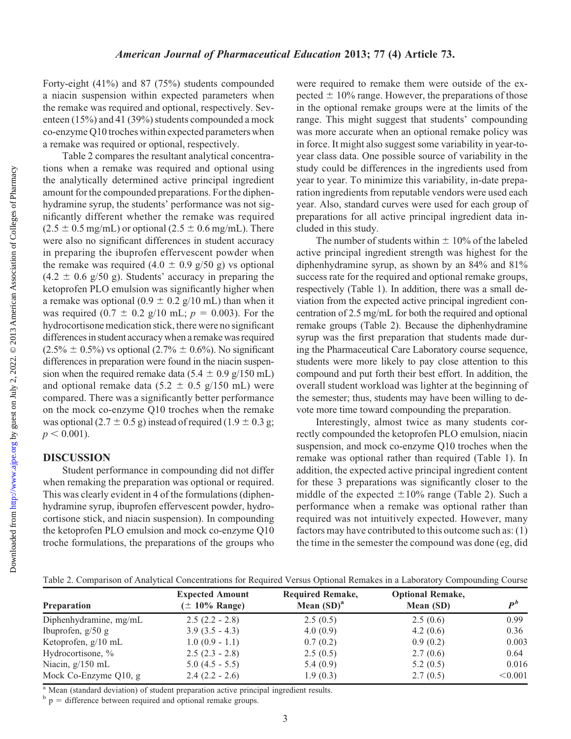Forty-eight (41%) and 87 (75%) students compounded a niacin suspension within expected parameters when the remake was required and optional, respectively. Seventeen (15%) and 41 (39%) students compounded a mock co-enzyme Q10 troches within expected parameters when a remake was required or optional, respectively.

Table 2 compares the resultant analytical concentrations when a remake was required and optional using the analytically determined active principal ingredient amount for the compounded preparations. For the diphenhydramine syrup, the students' performance was not significantly different whether the remake was required (2.5 ± 0.5 mg/mL) or optional (2.5 ± 0.6 mg/mL). There were also no significant differences in student accuracy in preparing the ibuprofen effervescent powder when the remake was required (4.0 ± 0.9 g/50 g) vs optional (4.2 ± 0.6 g/50 g). Students' accuracy in preparing the ketoprofen PLO emulsion was significantly higher when a remake was optional (0.9 ± 0.2 g/10 mL) than when it was required (0.7 ± 0.2 g/10 mL; $p = 0.003$). For the hydrocortisone medication stick, there were no significant differences in student accuracy when a remake was required (2.5% ± 0.5%) vs optional (2.7% ± 0.6%). No significant differences in preparation were found in the niacin suspension when the required remake data (5.4 ± 0.9 g/150 mL) and optional remake data (5.2 ± 0.5 g/150 mL) were compared. There was a significantly better performance on the mock co-enzyme Q10 troches when the remake was optional (2.7 ± 0.5 g) instead of required (1.9 ± 0.3 g; $p < 0.001$).

## DISCUSSION

Student performance in compounding did not differ when remaking the preparation was optional or required. This was clearly evident in 4 of the formulations (diphenhydramine syrup, ibuprofen effervescent powder, hydrocortisone stick, and niacin suspension). In compounding the ketoprofen PLO emulsion and mock co-enzyme Q10 troche formulations, the preparations of the groups who were required to remake them were outside of the expected ± 10% range. However, the preparations of those in the optional remake groups were at the limits of the range. This might suggest that students' compounding was more accurate when an optional remake policy was in force. It might also suggest some variability in year-to-year class data. One possible source of variability in the study could be differences in the ingredients used from year to year. To minimize this variability, in-date preparation ingredients from reputable vendors were used each year. Also, standard curves were used for each group of preparations for all active principal ingredient data included in this study.

The number of students within ± 10% of the labeled active principal ingredient strength was highest for the diphenhydramine syrup, as shown by an 84% and 81% success rate for the required and optional remake groups, respectively (Table 1). In addition, there was a small deviation from the expected active principal ingredient concentration of 2.5 mg/mL for both the required and optional remake groups (Table 2). Because the diphenhydramine syrup was the first preparation that students made during the Pharmaceutical Care Laboratory course sequence, students were more likely to pay close attention to this compound and put forth their best effort. In addition, the overall student workload was lighter at the beginning of the semester; thus, students may have been willing to devote more time toward compounding the preparation.

Interestingly, almost twice as many students correctly compounded the ketoprofen PLO emulsion, niacin suspension, and mock co-enzyme Q10 troches when the remake was optional rather than required (Table 1). In addition, the expected active principal ingredient content for these 3 preparations was significantly closer to the middle of the expected ±10% range (Table 2). Such a performance when a remake was optional rather than required was not intuitively expected. However, many factors may have contributed to this outcome such as: (1) the time in the semester the compound was done (eg, did

Table 2. Comparison of Analytical Concentrations for Required Versus Optional Remakes in a Laboratory Compounding Course

| Preparation | Expected Amount (± 10% Range) | Required Remake, Mean (SD)[a] | Optional Remake, Mean (SD) | $P^b$ |
|---|---|---|---|---|
| Diphenhydramine, mg/mL | 2.5 (2.2 - 2.8) | 2.5 (0.5) | 2.5 (0.6) | 0.99 |
| Ibuprofen, g/50 g | 3.9 (3.5 - 4.3) | 4.0 (0.9) | 4.2 (0.6) | 0.36 |
| Ketoprofen, g/10 mL | 1.0 (0.9 - 1.1) | 0.7 (0.2) | 0.9 (0.2) | 0.003 |
| Hydrocortisone, % | 2.5 (2.3 - 2.8) | 2.5 (0.5) | 2.7 (0.6) | 0.64 |
| Niacin, g/150 mL | 5.0 (4.5 - 5.5) | 5.4 (0.9) | 5.2 (0.5) | 0.016 |
| Mock Co-Enzyme Q10, g | 2.4 (2.2 - 2.6) | 1.9 (0.3) | 2.7 (0.5) | <0.001 |

[a] Mean (standard deviation) of student preparation active principal ingredient results.

[b] p = difference between required and optional remake groups.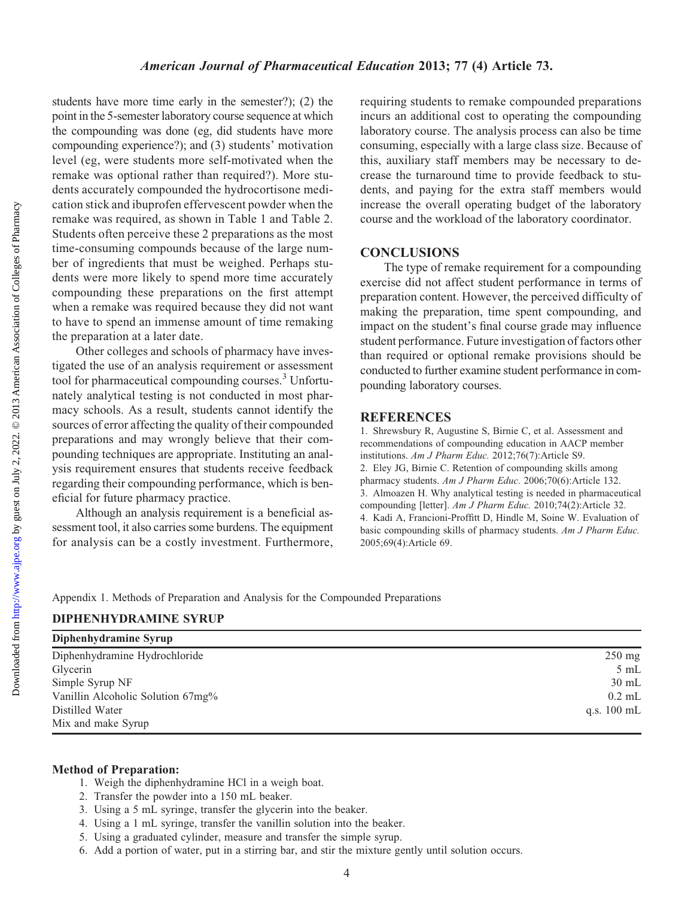students have more time early in the semester?); (2) the point in the 5-semester laboratory course sequence at which the compounding was done (eg, did students have more compounding experience?); and (3) students' motivation level (eg, were students more self-motivated when the remake was optional rather than required?). More students accurately compounded the hydrocortisone medication stick and ibuprofen effervescent powder when the remake was required, as shown in Table 1 and Table 2. Students often perceive these 2 preparations as the most time-consuming compounds because of the large number of ingredients that must be weighed. Perhaps students were more likely to spend more time accurately compounding these preparations on the first attempt when a remake was required because they did not want to have to spend an immense amount of time remaking the preparation at a later date.

Other colleges and schools of pharmacy have investigated the use of an analysis requirement or assessment tool for pharmaceutical compounding courses.[3] Unfortunately analytical testing is not conducted in most pharmacy schools. As a result, students cannot identify the sources of error affecting the quality of their compounded preparations and may wrongly believe that their compounding techniques are appropriate. Instituting an analysis requirement ensures that students receive feedback regarding their compounding performance, which is beneficial for future pharmacy practice.

Although an analysis requirement is a beneficial assessment tool, it also carries some burdens. The equipment for analysis can be a costly investment. Furthermore, requiring students to remake compounded preparations incurs an additional cost to operating the compounding laboratory course. The analysis process can also be time consuming, especially with a large class size. Because of this, auxiliary staff members may be necessary to decrease the turnaround time to provide feedback to students, and paying for the extra staff members would increase the overall operating budget of the laboratory course and the workload of the laboratory coordinator.

## CONCLUSIONS

The type of remake requirement for a compounding exercise did not affect student performance in terms of preparation content. However, the perceived difficulty of making the preparation, time spent compounding, and impact on the student's final course grade may influence student performance. Future investigation of factors other than required or optional remake provisions should be conducted to further examine student performance in compounding laboratory courses.

## REFERENCES

1. Shrewsbury R, Augustine S, Birnie C, et al. Assessment and recommendations of compounding education in AACP member institutions. *Am J Pharm Educ.* 2012;76(7):Article S9.
2. Eley JG, Birnie C. Retention of compounding skills among pharmacy students. *Am J Pharm Educ.* 2006;70(6):Article 132.
3. Almoazen H. Why analytical testing is needed in pharmaceutical compounding [letter]. *Am J Pharm Educ.* 2010;74(2):Article 32.
4. Kadi A, Francioni-Proffitt D, Hindle M, Soine W. Evaluation of basic compounding skills of pharmacy students. *Am J Pharm Educ.* 2005;69(4):Article 69.

Appendix 1. Methods of Preparation and Analysis for the Compounded Preparations

## DIPHENHYDRAMINE SYRUP

| Diphenhydramine Syrup | |
|---|---|
| Diphenhydramine Hydrochloride | 250 mg |
| Glycerin | 5 mL |
| Simple Syrup NF | 30 mL |
| Vanillin Alcoholic Solution 67mg% | 0.2 mL |
| Distilled Water | q.s. 100 mL |
| Mix and make Syrup | |

### Method of Preparation:

1. Weigh the diphenhydramine HCl in a weigh boat.
2. Transfer the powder into a 150 mL beaker.
3. Using a 5 mL syringe, transfer the glycerin into the beaker.
4. Using a 1 mL syringe, transfer the vanillin solution into the beaker.
5. Using a graduated cylinder, measure and transfer the simple syrup.
6. Add a portion of water, put in a stirring bar, and stir the mixture gently until solution occurs.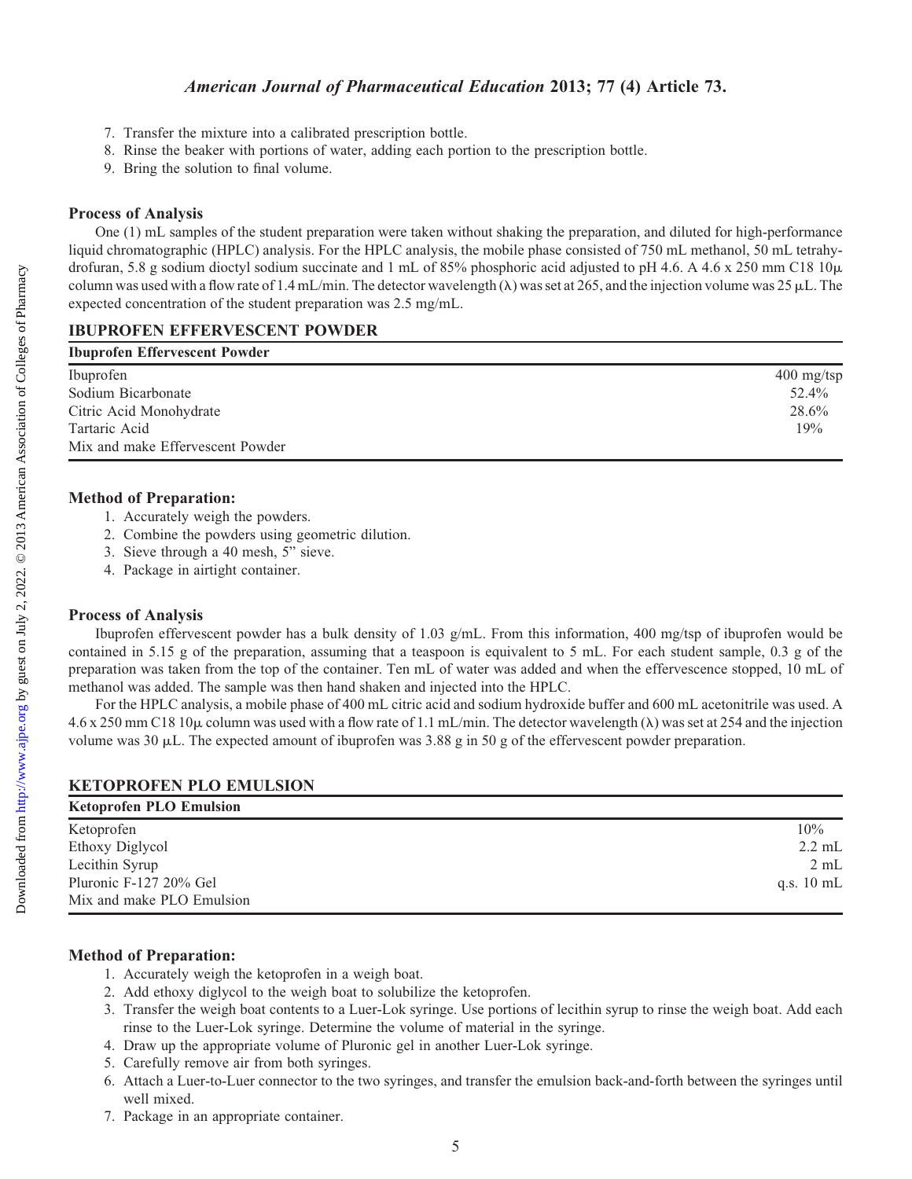7. Transfer the mixture into a calibrated prescription bottle.
8. Rinse the beaker with portions of water, adding each portion to the prescription bottle.
9. Bring the solution to final volume.

### Process of Analysis

One (1) mL samples of the student preparation were taken without shaking the preparation, and diluted for high-performance liquid chromatographic (HPLC) analysis. For the HPLC analysis, the mobile phase consisted of 750 mL methanol, 50 mL tetrahydrofuran, 5.8 g sodium dioctyl sodium succinate and 1 mL of 85% phosphoric acid adjusted to pH 4.6. A 4.6 x 250 mm C18 10μ column was used with a flow rate of 1.4 mL/min. The detector wavelength (λ) was set at 265, and the injection volume was 25 μL. The expected concentration of the student preparation was 2.5 mg/mL.

## IBUPROFEN EFFERVESCENT POWDER

| Ibuprofen Effervescent Powder | |
|---|---|
| Ibuprofen | 400 mg/tsp |
| Sodium Bicarbonate | 52.4% |
| Citric Acid Monohydrate | 28.6% |
| Tartaric Acid | 19% |
| Mix and make Effervescent Powder | |

### Method of Preparation:

1. Accurately weigh the powders.
2. Combine the powders using geometric dilution.
3. Sieve through a 40 mesh, 5" sieve.
4. Package in airtight container.

### Process of Analysis

Ibuprofen effervescent powder has a bulk density of 1.03 g/mL. From this information, 400 mg/tsp of ibuprofen would be contained in 5.15 g of the preparation, assuming that a teaspoon is equivalent to 5 mL. For each student sample, 0.3 g of the preparation was taken from the top of the container. Ten mL of water was added and when the effervescence stopped, 10 mL of methanol was added. The sample was then hand shaken and injected into the HPLC.

For the HPLC analysis, a mobile phase of 400 mL citric acid and sodium hydroxide buffer and 600 mL acetonitrile was used. A 4.6 x 250 mm C18 10μ column was used with a flow rate of 1.1 mL/min. The detector wavelength (λ) was set at 254 and the injection volume was 30 μL. The expected amount of ibuprofen was 3.88 g in 50 g of the effervescent powder preparation.

## KETOPROFEN PLO EMULSION

| Ketoprofen PLO Emulsion | |
|---|---|
| Ketoprofen | 10% |
| Ethoxy Diglycol | 2.2 mL |
| Lecithin Syrup | 2 mL |
| Pluronic F-127 20% Gel | q.s. 10 mL |
| Mix and make PLO Emulsion | |

### Method of Preparation:

1. Accurately weigh the ketoprofen in a weigh boat.
2. Add ethoxy diglycol to the weigh boat to solubilize the ketoprofen.
3. Transfer the weigh boat contents to a Luer-Lok syringe. Use portions of lecithin syrup to rinse the weigh boat. Add each rinse to the Luer-Lok syringe. Determine the volume of material in the syringe.
4. Draw up the appropriate volume of Pluronic gel in another Luer-Lok syringe.
5. Carefully remove air from both syringes.
6. Attach a Luer-to-Luer connector to the two syringes, and transfer the emulsion back-and-forth between the syringes until well mixed.
7. Package in an appropriate container.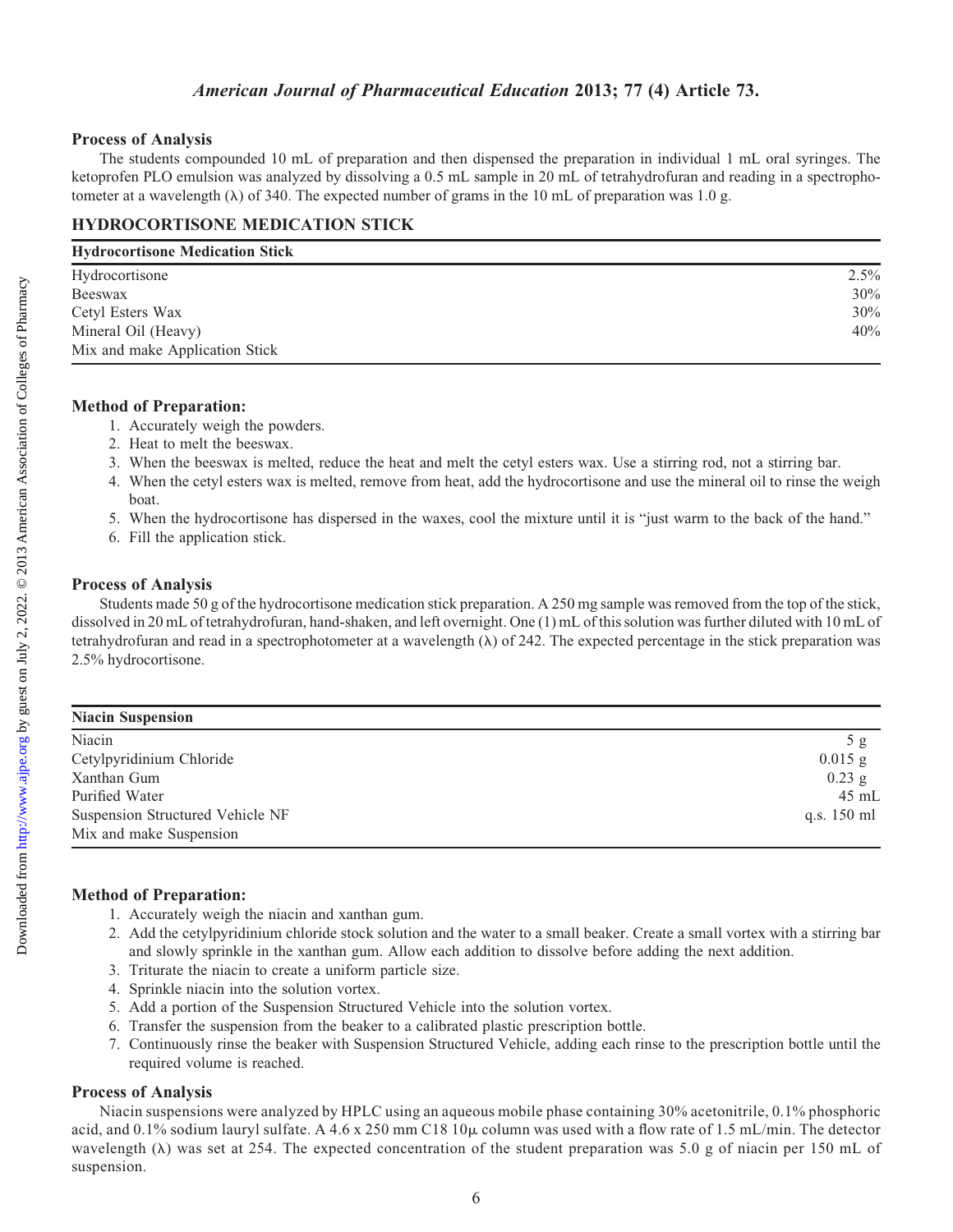### Process of Analysis

The students compounded 10 mL of preparation and then dispensed the preparation in individual 1 mL oral syringes. The ketoprofen PLO emulsion was analyzed by dissolving a 0.5 mL sample in 20 mL of tetrahydrofuran and reading in a spectrophotometer at a wavelength (λ) of 340. The expected number of grams in the 10 mL of preparation was 1.0 g.

## HYDROCORTISONE MEDICATION STICK

| Hydrocortisone Medication Stick | |
|---|---|
| Hydrocortisone | 2.5% |
| Beeswax | 30% |
| Cetyl Esters Wax | 30% |
| Mineral Oil (Heavy) | 40% |
| Mix and make Application Stick | |

### Method of Preparation:

1. Accurately weigh the powders.
2. Heat to melt the beeswax.
3. When the beeswax is melted, reduce the heat and melt the cetyl esters wax. Use a stirring rod, not a stirring bar.
4. When the cetyl esters wax is melted, remove from heat, add the hydrocortisone and use the mineral oil to rinse the weigh boat.
5. When the hydrocortisone has dispersed in the waxes, cool the mixture until it is "just warm to the back of the hand."
6. Fill the application stick.

### Process of Analysis

Students made 50 g of the hydrocortisone medication stick preparation. A 250 mg sample was removed from the top of the stick, dissolved in 20 mL of tetrahydrofuran, hand-shaken, and left overnight. One (1) mL of this solution was further diluted with 10 mL of tetrahydrofuran and read in a spectrophotometer at a wavelength (λ) of 242. The expected percentage in the stick preparation was 2.5% hydrocortisone.

| Niacin Suspension | |
|---|---|
| Niacin | 5 g |
| Cetylpyridinium Chloride | 0.015 g |
| Xanthan Gum | 0.23 g |
| Purified Water | 45 mL |
| Suspension Structured Vehicle NF | q.s. 150 ml |
| Mix and make Suspension | |

### Method of Preparation:

1. Accurately weigh the niacin and xanthan gum.
2. Add the cetylpyridinium chloride stock solution and the water to a small beaker. Create a small vortex with a stirring bar and slowly sprinkle in the xanthan gum. Allow each addition to dissolve before adding the next addition.
3. Triturate the niacin to create a uniform particle size.
4. Sprinkle niacin into the solution vortex.
5. Add a portion of the Suspension Structured Vehicle into the solution vortex.
6. Transfer the suspension from the beaker to a calibrated plastic prescription bottle.
7. Continuously rinse the beaker with Suspension Structured Vehicle, adding each rinse to the prescription bottle until the required volume is reached.

### Process of Analysis

Niacin suspensions were analyzed by HPLC using an aqueous mobile phase containing 30% acetonitrile, 0.1% phosphoric acid, and 0.1% sodium lauryl sulfate. A 4.6 x 250 mm C18 10μ column was used with a flow rate of 1.5 mL/min. The detector wavelength (λ) was set at 254. The expected concentration of the student preparation was 5.0 g of niacin per 150 mL of suspension.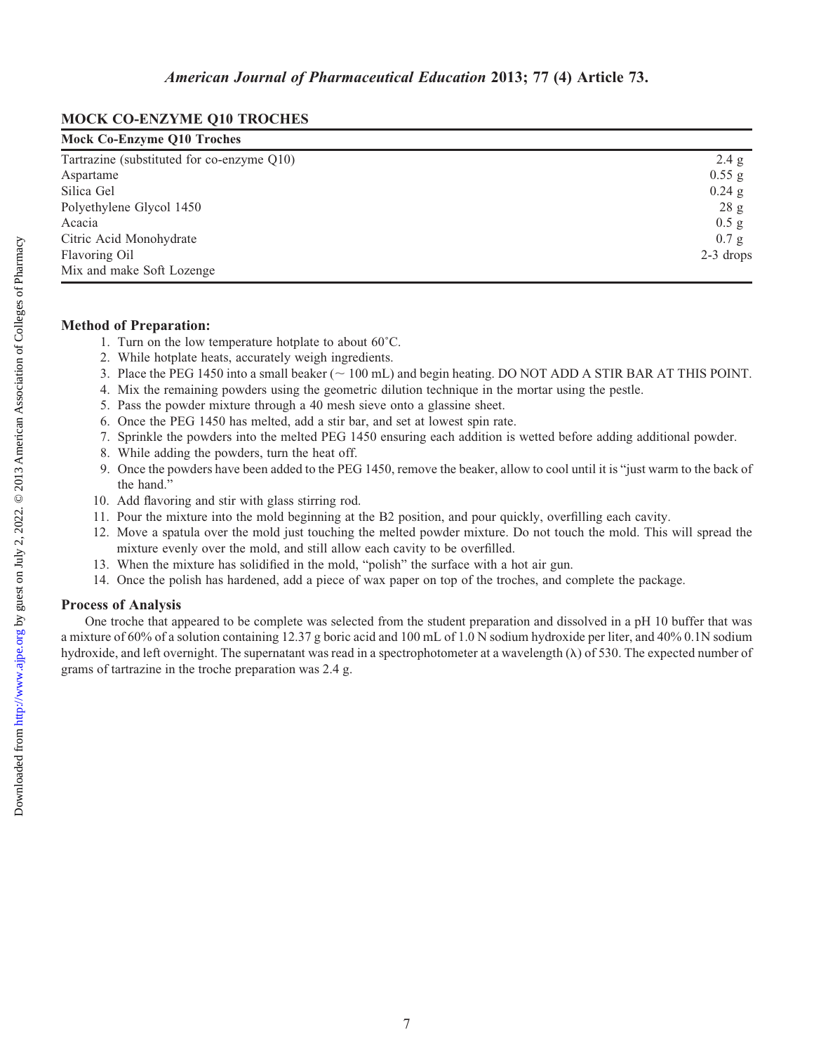## MOCK CO-ENZYME Q10 TROCHES

| Mock Co-Enzyme Q10 Troches | |
|---|---|
| Tartrazine (substituted for co-enzyme Q10) | 2.4 g |
| Aspartame | 0.55 g |
| Silica Gel | 0.24 g |
| Polyethylene Glycol 1450 | 28 g |
| Acacia | 0.5 g |
| Citric Acid Monohydrate | 0.7 g |
| Flavoring Oil | 2-3 drops |
| Mix and make Soft Lozenge | |

### Method of Preparation:

1. Turn on the low temperature hotplate to about 60˚C.
2. While hotplate heats, accurately weigh ingredients.
3. Place the PEG 1450 into a small beaker (~ 100 mL) and begin heating. DO NOT ADD A STIR BAR AT THIS POINT.
4. Mix the remaining powders using the geometric dilution technique in the mortar using the pestle.
5. Pass the powder mixture through a 40 mesh sieve onto a glassine sheet.
6. Once the PEG 1450 has melted, add a stir bar, and set at lowest spin rate.
7. Sprinkle the powders into the melted PEG 1450 ensuring each addition is wetted before adding additional powder.
8. While adding the powders, turn the heat off.
9. Once the powders have been added to the PEG 1450, remove the beaker, allow to cool until it is "just warm to the back of the hand."
10. Add flavoring and stir with glass stirring rod.
11. Pour the mixture into the mold beginning at the B2 position, and pour quickly, overfilling each cavity.
12. Move a spatula over the mold just touching the melted powder mixture. Do not touch the mold. This will spread the mixture evenly over the mold, and still allow each cavity to be overfilled.
13. When the mixture has solidified in the mold, "polish" the surface with a hot air gun.
14. Once the polish has hardened, add a piece of wax paper on top of the troches, and complete the package.

### Process of Analysis

One troche that appeared to be complete was selected from the student preparation and dissolved in a pH 10 buffer that was a mixture of 60% of a solution containing 12.37 g boric acid and 100 mL of 1.0 N sodium hydroxide per liter, and 40% 0.1N sodium hydroxide, and left overnight. The supernatant was read in a spectrophotometer at a wavelength ($\lambda$) of 530. The expected number of grams of tartrazine in the troche preparation was 2.4 g.